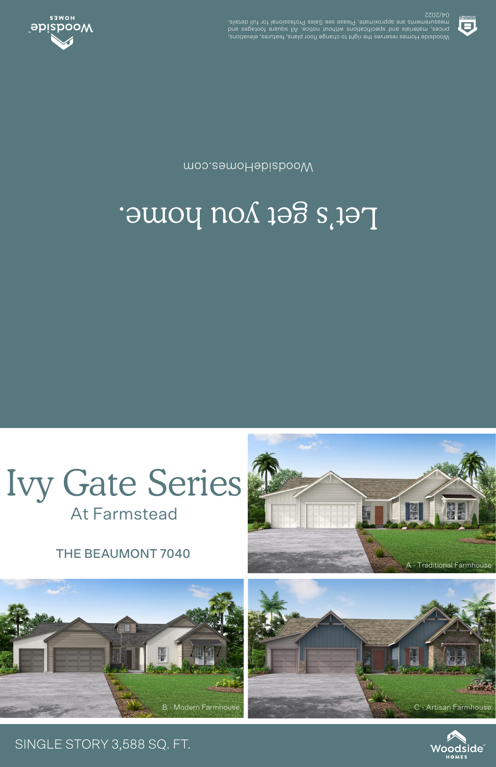Woodside HOMES

Woodside Homes reserves the right to change floor plans, features, elevations, prices, materials and specifications without notice. All square footages and measurements are approximate. Please see Sales Professional for full details.
04/2022

# Let's get you home.

WoodsideHomes.com

# Ivy Gate Series

## At Farmstead

### THE BEAUMONT 7040

A - Traditional Farmhouse

B - Modern Farmhouse

C - Artisan Farmhouse

SINGLE STORY 3,588 SQ. FT.

Woodside HOMES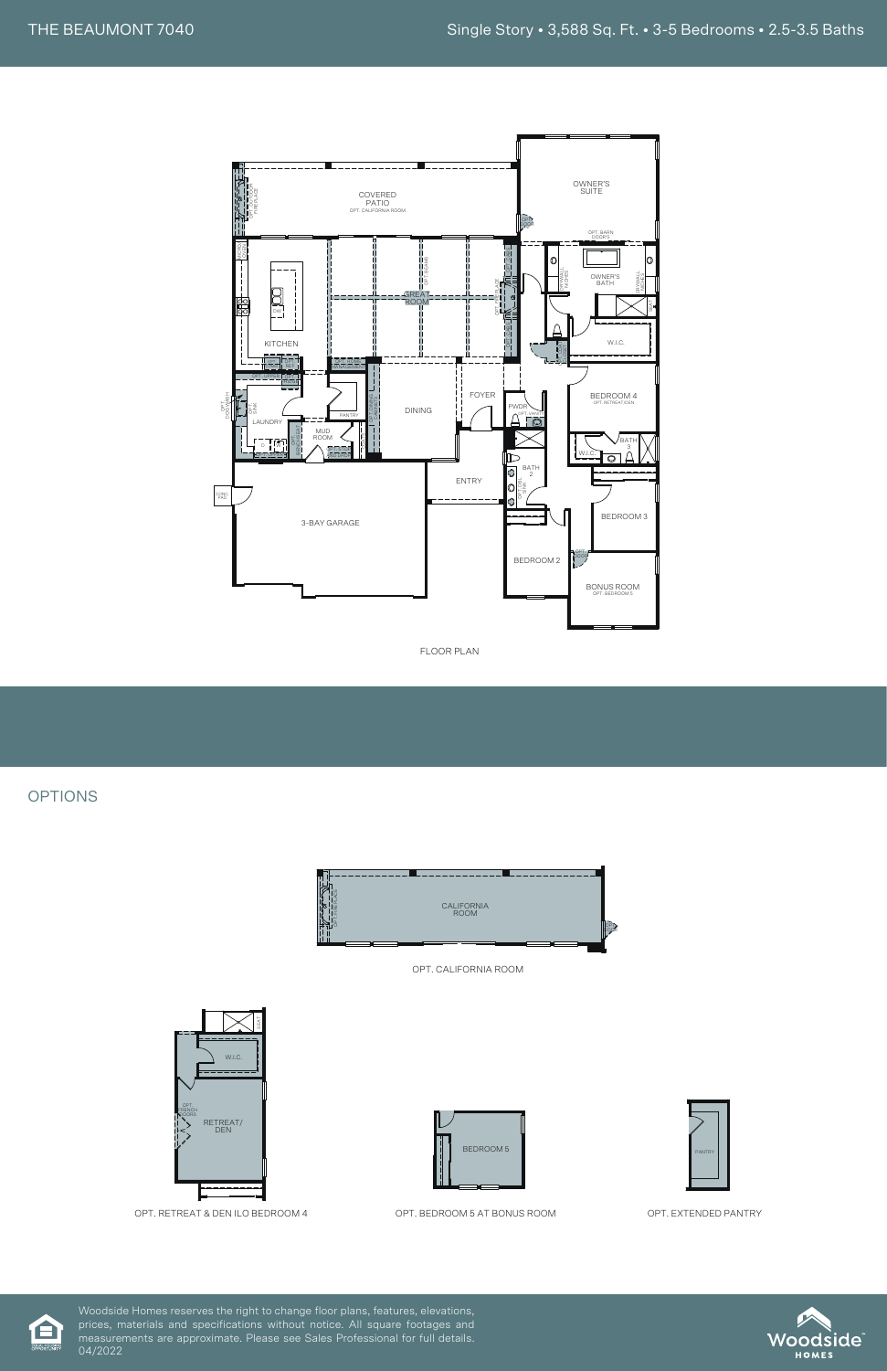# THE BEAUMONT 7040

Single Story • 3,588 Sq. Ft. • 3-5 Bedrooms • 2.5-3.5 Baths

FLOOR PLAN

## OPTIONS

OPT. CALIFORNIA ROOM

OPT. RETREAT & DEN ILO BEDROOM 4

OPT. BEDROOM 5 AT BONUS ROOM

OPT. EXTENDED PANTRY

Woodside Homes reserves the right to change floor plans, features, elevations, prices, materials and specifications without notice. All square footages are approximate. Please see Sales Professional for full details. 04/2022

Woodside HOMES